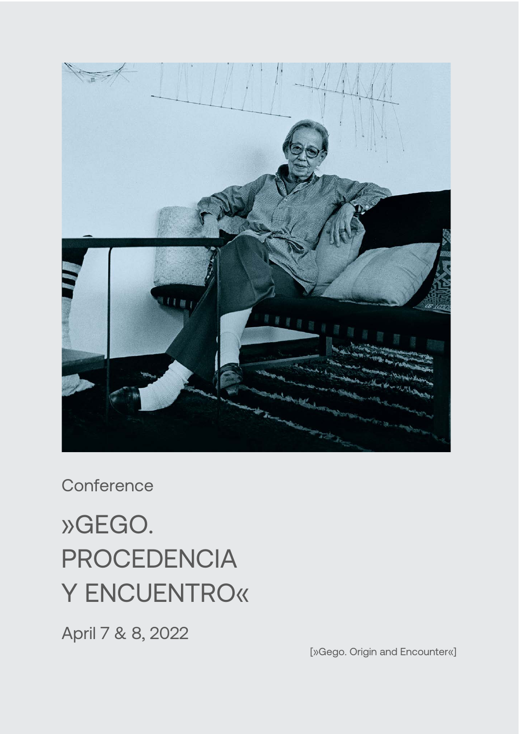Conference

# »GEGO. PROCEDENCIA Y ENCUENTRO«

April 7 & 8, 2022

[»Gego. Origin and Encounter«]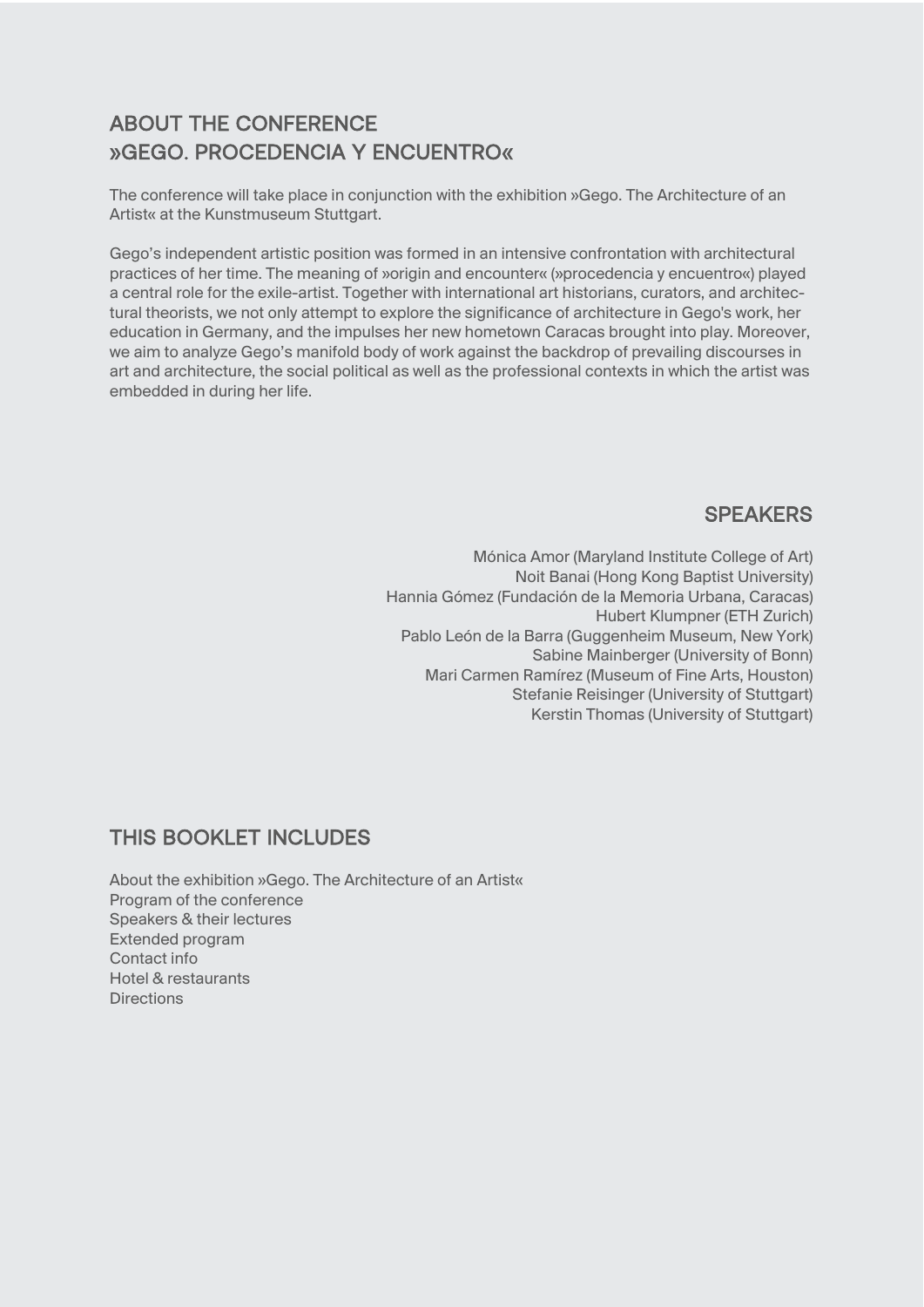## ABOUT THE CONFERENCE »GEGO. PROCEDENCIA Y ENCUENTRO«

The conference will take place in conjunction with the exhibition »Gego. The Architecture of an Artist« at the Kunstmuseum Stuttgart.

Gego's independent artistic position was formed in an intensive confrontation with architectural practices of her time. The meaning of »origin and encounter« (»procedencia y encuentro«) played a central role for the exile-artist. Together with international art historians, curators, and architectural theorists, we not only attempt to explore the significance of architecture in Gego's work, her education in Germany, and the impulses her new hometown Caracas brought into play. Moreover, we aim to analyze Gego's manifold body of work against the backdrop of prevailing discourses in art and architecture, the social political as well as the professional contexts in which the artist was embedded in during her life.

## SPEAKERS

Mónica Amor (Maryland Institute College of Art)
Noit Banai (Hong Kong Baptist University)
Hannia Gómez (Fundación de la Memoria Urbana, Caracas)
Hubert Klumpner (ETH Zurich)
Pablo León de la Barra (Guggenheim Museum, New York)
Sabine Mainberger (University of Bonn)
Mari Carmen Ramírez (Museum of Fine Arts, Houston)
Stefanie Reisinger (University of Stuttgart)
Kerstin Thomas (University of Stuttgart)

## THIS BOOKLET INCLUDES

About the exhibition »Gego. The Architecture of an Artist«
Program of the conference
Speakers & their lectures
Extended program
Contact info
Hotel & restaurants
Directions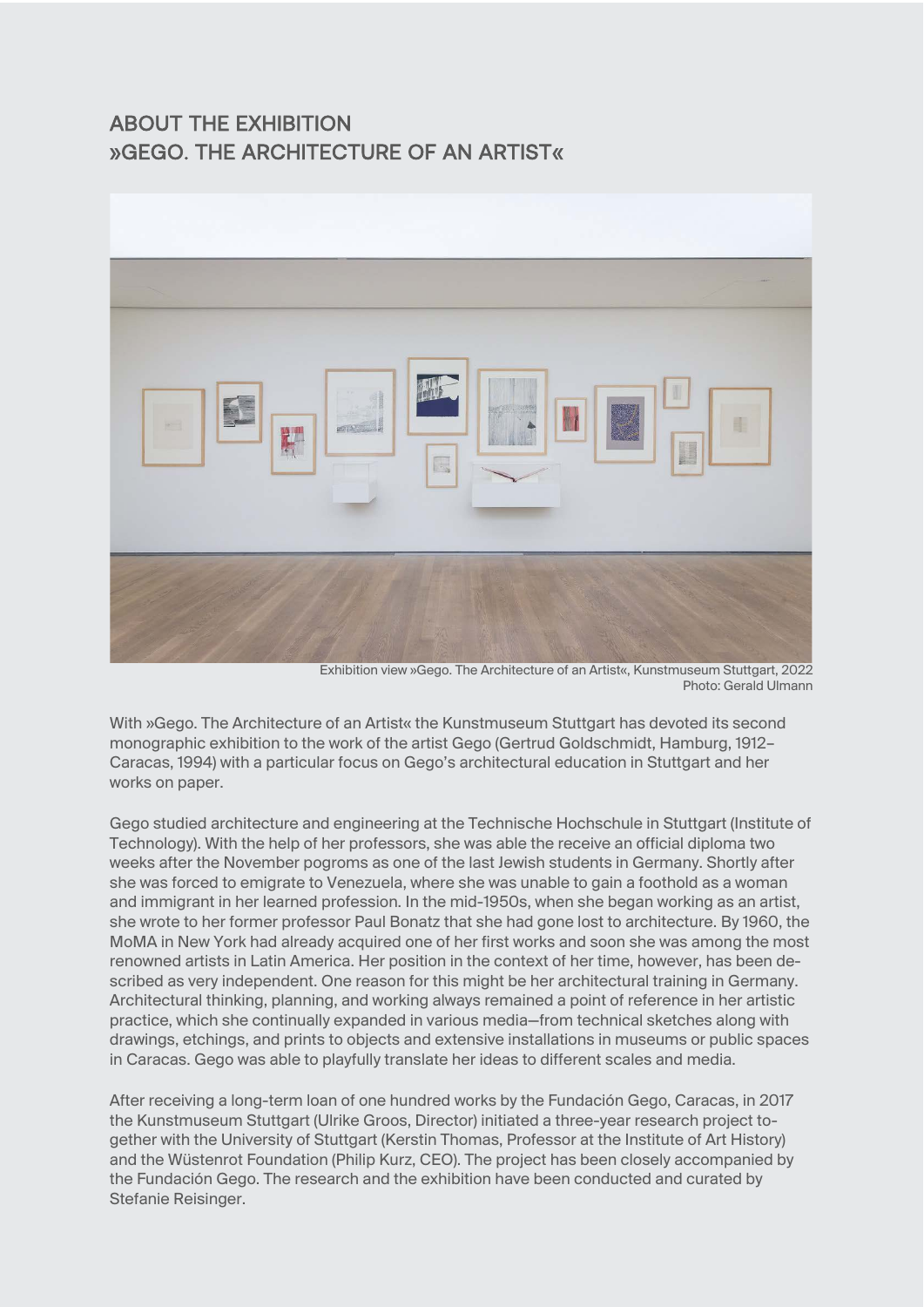## ABOUT THE EXHIBITION
## »GEGO. THE ARCHITECTURE OF AN ARTIST«

Exhibition view »Gego. The Architecture of an Artist«, Kunstmuseum Stuttgart, 2022
Photo: Gerald Ulmann

With »Gego. The Architecture of an Artist« the Kunstmuseum Stuttgart has devoted its second monographic exhibition to the work of the artist Gego (Gertrud Goldschmidt, Hamburg, 1912–Caracas, 1994) with a particular focus on Gego's architectural education in Stuttgart and her works on paper.

Gego studied architecture and engineering at the Technische Hochschule in Stuttgart (Institute of Technology). With the help of her professors, she was able the receive an official diploma two weeks after the November pogroms as one of the last Jewish students in Germany. Shortly after she was forced to emigrate to Venezuela, where she was unable to gain a foothold as a woman and immigrant in her learned profession. In the mid-1950s, when she began working as an artist, she wrote to her former professor Paul Bonatz that she had gone lost to architecture. By 1960, the MoMA in New York had already acquired one of her first works and soon she was among the most renowned artists in Latin America. Her position in the context of her time, however, has been described as very independent. One reason for this might be her architectural training in Germany. Architectural thinking, planning, and working always remained a point of reference in her artistic practice, which she continually expanded in various media—from technical sketches along with drawings, etchings, and prints to objects and extensive installations in museums or public spaces in Caracas. Gego was able to playfully translate her ideas to different scales and media.

After receiving a long-term loan of one hundred works by the Fundación Gego, Caracas, in 2017 the Kunstmuseum Stuttgart (Ulrike Groos, Director) initiated a three-year research project together with the University of Stuttgart (Kerstin Thomas, Professor at the Institute of Art History) and the Wüstenrot Foundation (Philip Kurz, CEO). The project has been closely accompanied by the Fundación Gego. The research and the exhibition have been conducted and curated by Stefanie Reisinger.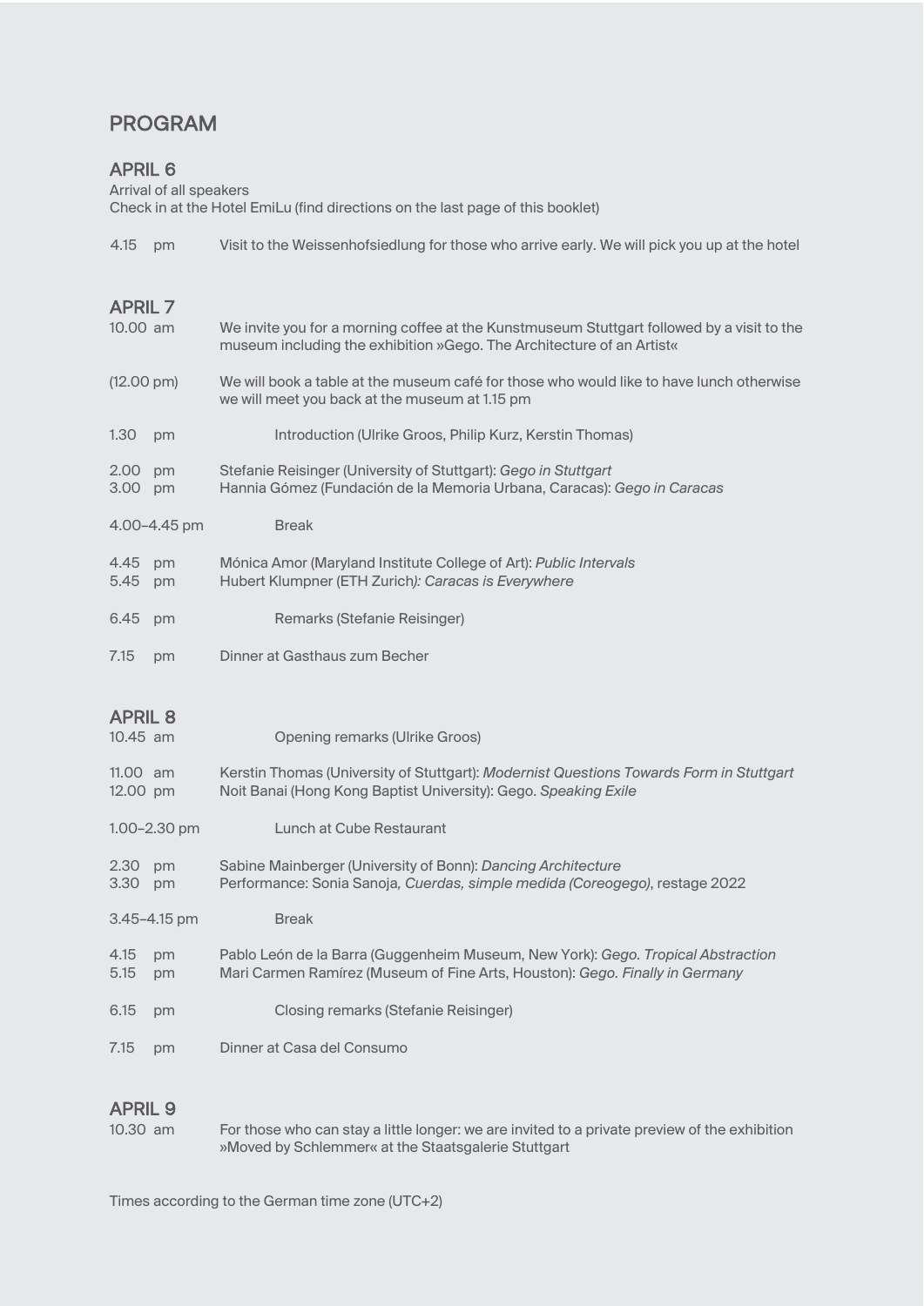# PROGRAM

## APRIL 6

Arrival of all speakers
Check in at the Hotel EmiLu (find directions on the last page of this booklet)

4.15 pm — Visit to the Weissenhofsiedlung for those who arrive early. We will pick you up at the hotel

## APRIL 7

10.00 am — We invite you for a morning coffee at the Kunstmuseum Stuttgart followed by a visit to the museum including the exhibition »Gego. The Architecture of an Artist«

(12.00 pm) — We will book a table at the museum café for those who would like to have lunch otherwise we will meet you back at the museum at 1.15 pm

1.30 pm — Introduction (Ulrike Groos, Philip Kurz, Kerstin Thomas)

2.00 pm — Stefanie Reisinger (University of Stuttgart): *Gego in Stuttgart*
3.00 pm — Hannia Gómez (Fundación de la Memoria Urbana, Caracas): *Gego in Caracas*

4.00–4.45 pm — Break

4.45 pm — Mónica Amor (Maryland Institute College of Art): *Public Intervals*
5.45 pm — Hubert Klumpner (ETH Zurich*): Caracas is Everywhere*

6.45 pm — Remarks (Stefanie Reisinger)

7.15 pm — Dinner at Gasthaus zum Becher

## APRIL 8

10.45 am — Opening remarks (Ulrike Groos)

11.00 am — Kerstin Thomas (University of Stuttgart): *Modernist Questions Towards Form in Stuttgart*
12.00 pm — Noit Banai (Hong Kong Baptist University): Gego. *Speaking Exile*

1.00–2.30 pm — Lunch at Cube Restaurant

2.30 pm — Sabine Mainberger (University of Bonn): *Dancing Architecture*
3.30 pm — Performance: Sonia Sanoja*, Cuerdas, simple medida (Coreogego)*, restage 2022

3.45–4.15 pm — Break

4.15 pm — Pablo León de la Barra (Guggenheim Museum, New York): *Gego. Tropical Abstraction*
5.15 pm — Mari Carmen Ramírez (Museum of Fine Arts, Houston): *Gego. Finally in Germany*

6.15 pm — Closing remarks (Stefanie Reisinger)

7.15 pm — Dinner at Casa del Consumo

## APRIL 9

10.30 am — For those who can stay a little longer: we are invited to a private preview of the exhibition »Moved by Schlemmer« at the Staatsgalerie Stuttgart

Times according to the German time zone (UTC+2)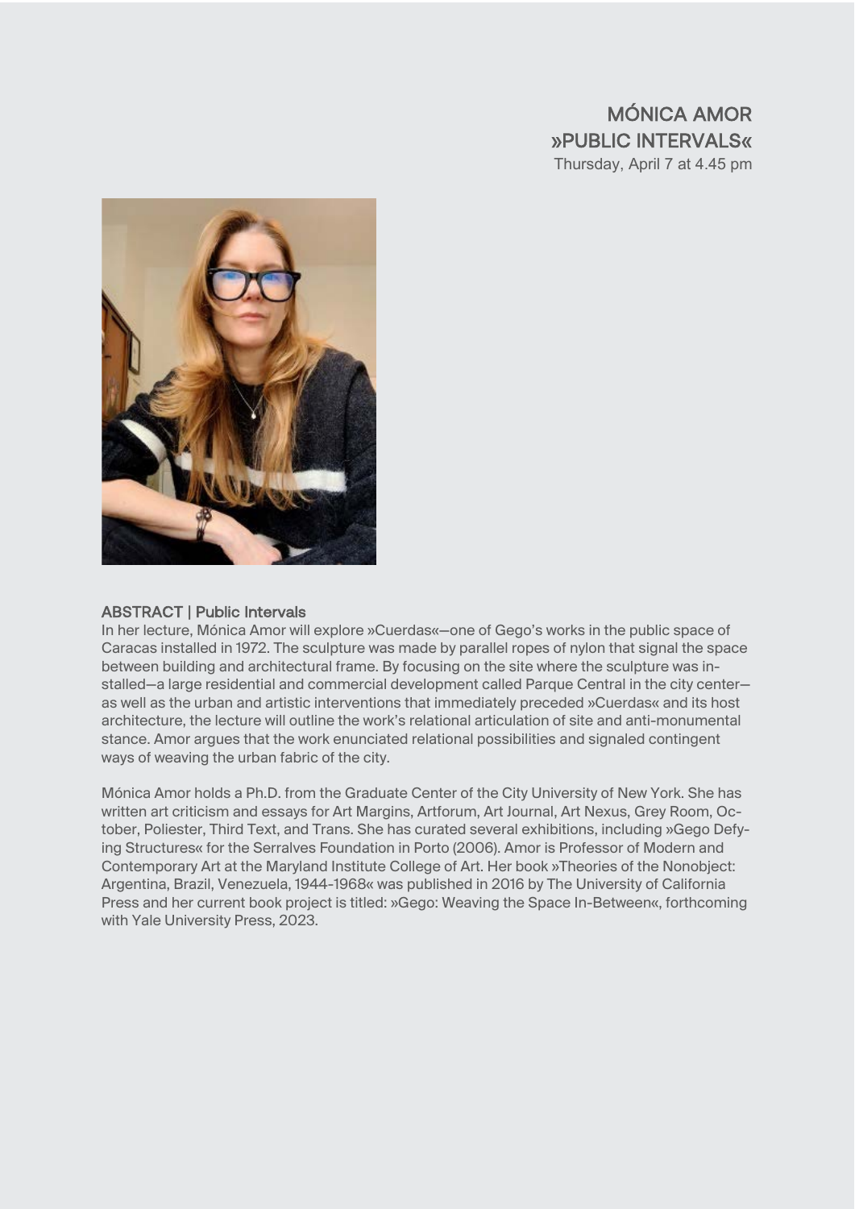# MÓNICA AMOR
## »PUBLIC INTERVALS«

Thursday, April 7 at 4.45 pm

### ABSTRACT | Public Intervals

In her lecture, Mónica Amor will explore »Cuerdas«—one of Gego's works in the public space of Caracas installed in 1972. The sculpture was made by parallel ropes of nylon that signal the space between building and architectural frame. By focusing on the site where the sculpture was installed—a large residential and commercial development called Parque Central in the city center—as well as the urban and artistic interventions that immediately preceded »Cuerdas« and its host architecture, the lecture will outline the work's relational articulation of site and anti-monumental stance. Amor argues that the work enunciated relational possibilities and signaled contingent ways of weaving the urban fabric of the city.

Mónica Amor holds a Ph.D. from the Graduate Center of the City University of New York. She has written art criticism and essays for Art Margins, Artforum, Art Journal, Art Nexus, Grey Room, October, Poliester, Third Text, and Trans. She has curated several exhibitions, including »Gego Defying Structures« for the Serralves Foundation in Porto (2006). Amor is Professor of Modern and Contemporary Art at the Maryland Institute College of Art. Her book »Theories of the Nonobject: Argentina, Brazil, Venezuela, 1944-1968« was published in 2016 by The University of California Press and her current book project is titled: »Gego: Weaving the Space In-Between«, forthcoming with Yale University Press, 2023.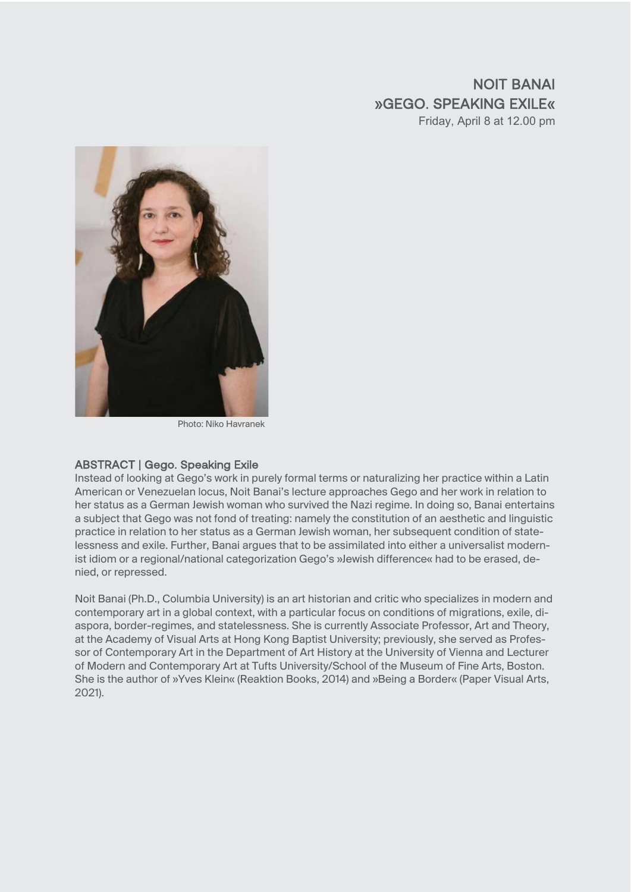## NOIT BANAI
## »GEGO. SPEAKING EXILE«

Friday, April 8 at 12.00 pm

Photo: Niko Havranek

### ABSTRACT | Gego. Speaking Exile

Instead of looking at Gego's work in purely formal terms or naturalizing her practice within a Latin American or Venezuelan locus, Noit Banai's lecture approaches Gego and her work in relation to her status as a German Jewish woman who survived the Nazi regime. In doing so, Banai entertains a subject that Gego was not fond of treating: namely the constitution of an aesthetic and linguistic practice in relation to her status as a German Jewish woman, her subsequent condition of statelessness and exile. Further, Banai argues that to be assimilated into either a universalist modernist idiom or a regional/national categorization Gego's »Jewish difference« had to be erased, denied, or repressed.

Noit Banai (Ph.D., Columbia University) is an art historian and critic who specializes in modern and contemporary art in a global context, with a particular focus on conditions of migrations, exile, diaspora, border-regimes, and statelessness. She is currently Associate Professor, Art and Theory, at the Academy of Visual Arts at Hong Kong Baptist University; previously, she served as Professor of Contemporary Art in the Department of Art History at the University of Vienna and Lecturer of Modern and Contemporary Art at Tufts University/School of the Museum of Fine Arts, Boston. She is the author of »Yves Klein« (Reaktion Books, 2014) and »Being a Border« (Paper Visual Arts, 2021).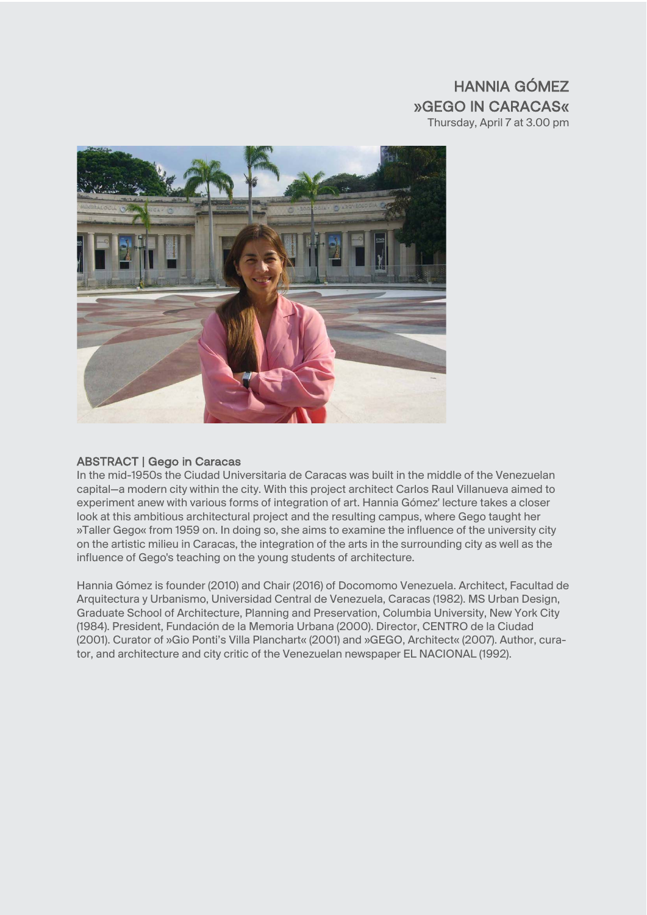# HANNIA GÓMEZ
# »GEGO IN CARACAS«

Thursday, April 7 at 3.00 pm

## ABSTRACT | Gego in Caracas

In the mid-1950s the Ciudad Universitaria de Caracas was built in the middle of the Venezuelan capital—a modern city within the city. With this project architect Carlos Raul Villanueva aimed to experiment anew with various forms of integration of art. Hannia Gómez' lecture takes a closer look at this ambitious architectural project and the resulting campus, where Gego taught her »Taller Gego« from 1959 on. In doing so, she aims to examine the influence of the university city on the artistic milieu in Caracas, the integration of the arts in the surrounding city as well as the influence of Gego's teaching on the young students of architecture.

Hannia Gómez is founder (2010) and Chair (2016) of Docomomo Venezuela. Architect, Facultad de Arquitectura y Urbanismo, Universidad Central de Venezuela, Caracas (1982). MS Urban Design, Graduate School of Architecture, Planning and Preservation, Columbia University, New York City (1984). President, Fundación de la Memoria Urbana (2000). Director, CENTRO de la Ciudad (2001). Curator of »Gio Ponti's Villa Planchart« (2001) and »GEGO, Architect« (2007). Author, curator, and architecture and city critic of the Venezuelan newspaper EL NACIONAL (1992).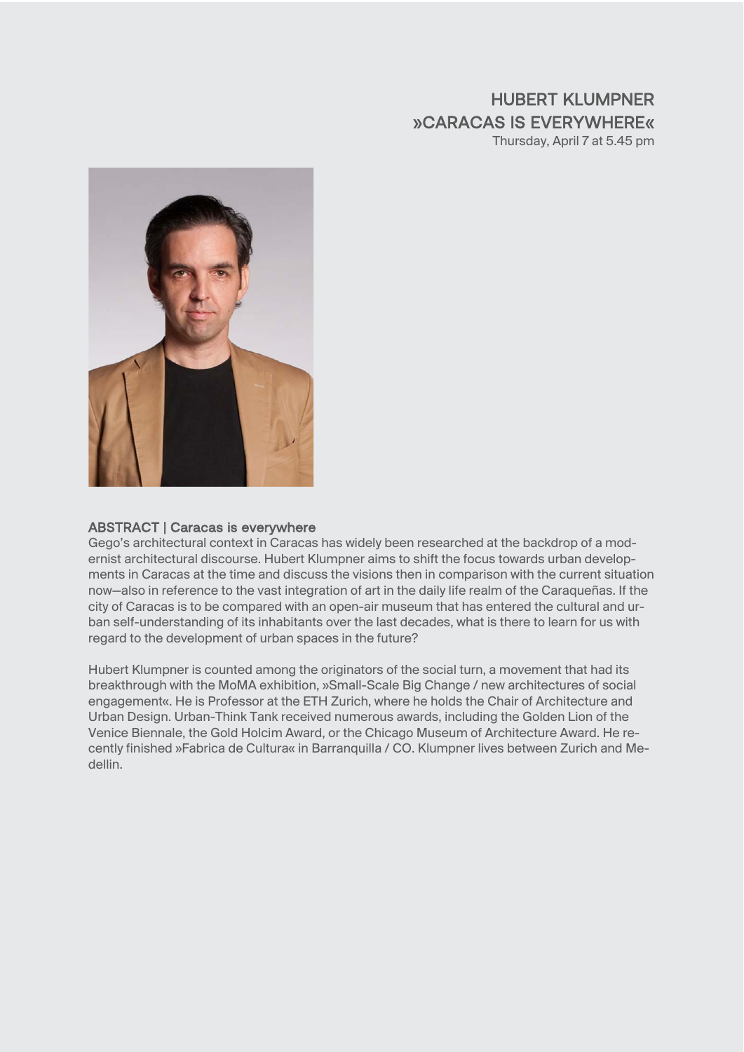# HUBERT KLUMPNER
# »CARACAS IS EVERYWHERE«

Thursday, April 7 at 5.45 pm

## ABSTRACT | Caracas is everywhere

Gego's architectural context in Caracas has widely been researched at the backdrop of a modernist architectural discourse. Hubert Klumpner aims to shift the focus towards urban developments in Caracas at the time and discuss the visions then in comparison with the current situation now—also in reference to the vast integration of art in the daily life realm of the Caraqueñas. If the city of Caracas is to be compared with an open-air museum that has entered the cultural and urban self-understanding of its inhabitants over the last decades, what is there to learn for us with regard to the development of urban spaces in the future?

Hubert Klumpner is counted among the originators of the social turn, a movement that had its breakthrough with the MoMA exhibition, »Small-Scale Big Change / new architectures of social engagement«. He is Professor at the ETH Zurich, where he holds the Chair of Architecture and Urban Design. Urban-Think Tank received numerous awards, including the Golden Lion of the Venice Biennale, the Gold Holcim Award, or the Chicago Museum of Architecture Award. He recently finished »Fabrica de Cultura« in Barranquilla / CO. Klumpner lives between Zurich and Medellin.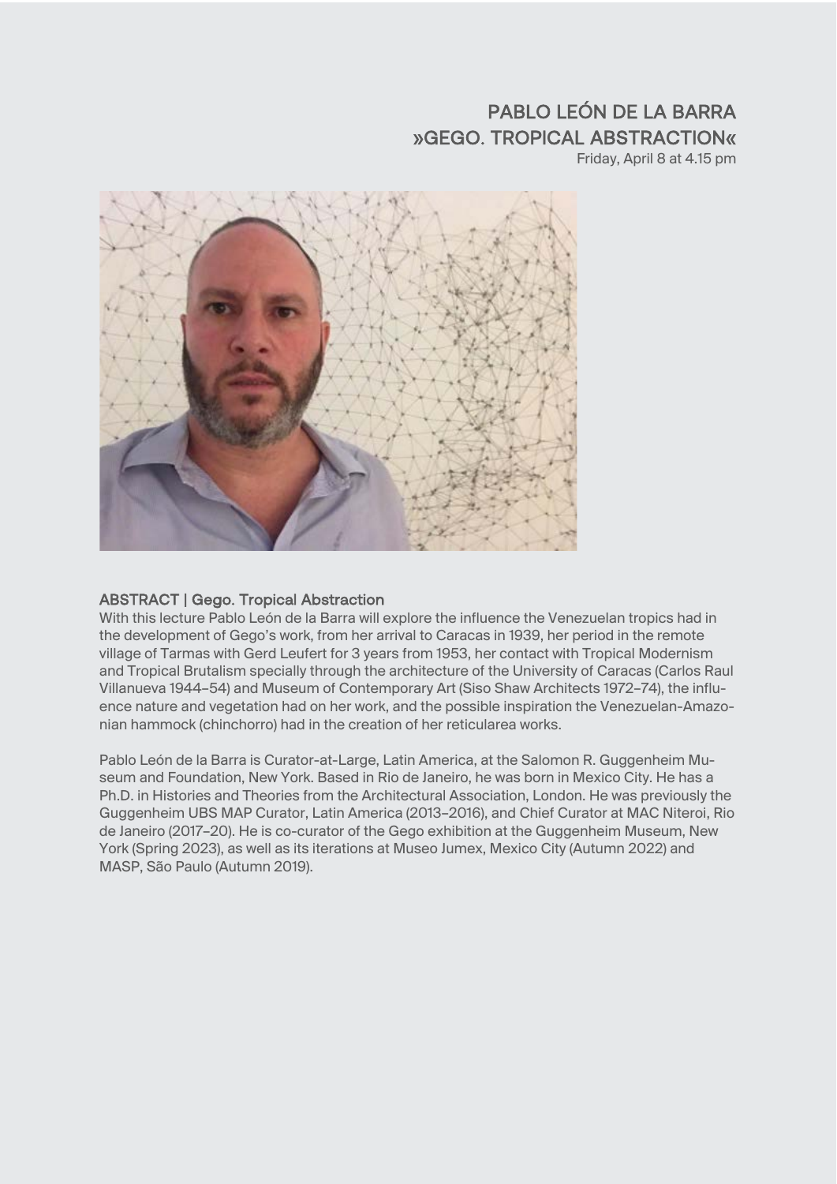## PABLO LEÓN DE LA BARRA
## »GEGO. TROPICAL ABSTRACTION«

Friday, April 8 at 4.15 pm

### ABSTRACT | Gego. Tropical Abstraction

With this lecture Pablo León de la Barra will explore the influence the Venezuelan tropics had in the development of Gego's work, from her arrival to Caracas in 1939, her period in the remote village of Tarmas with Gerd Leufert for 3 years from 1953, her contact with Tropical Modernism and Tropical Brutalism specially through the architecture of the University of Caracas (Carlos Raul Villanueva 1944–54) and Museum of Contemporary Art (Siso Shaw Architects 1972–74), the influence nature and vegetation had on her work, and the possible inspiration the Venezuelan-Amazonian hammock (chinchorro) had in the creation of her reticularea works.

Pablo León de la Barra is Curator-at-Large, Latin America, at the Salomon R. Guggenheim Museum and Foundation, New York. Based in Rio de Janeiro, he was born in Mexico City. He has a Ph.D. in Histories and Theories from the Architectural Association, London. He was previously the Guggenheim UBS MAP Curator, Latin America (2013–2016), and Chief Curator at MAC Niteroi, Rio de Janeiro (2017–20). He is co-curator of the Gego exhibition at the Guggenheim Museum, New York (Spring 2023), as well as its iterations at Museo Jumex, Mexico City (Autumn 2022) and MASP, São Paulo (Autumn 2019).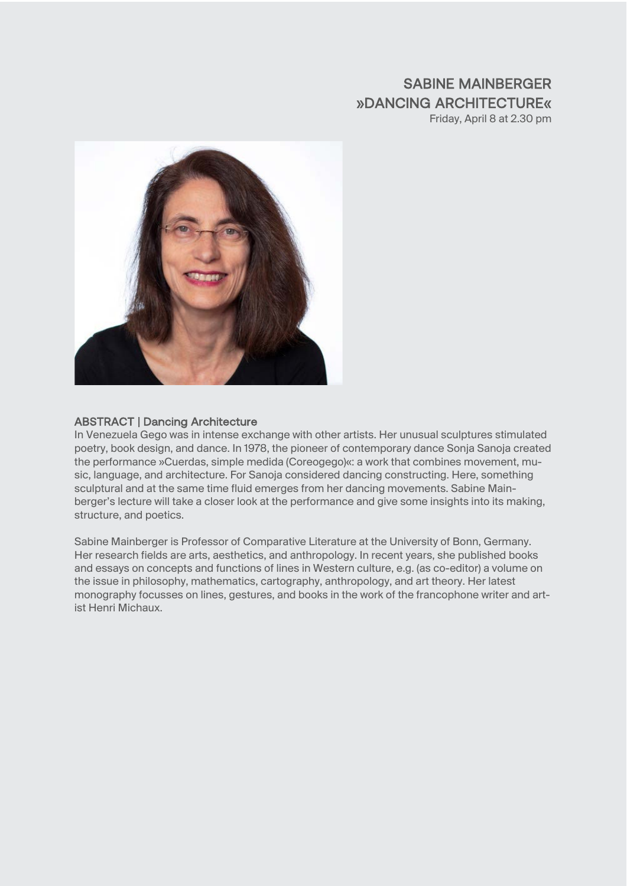# SABINE MAINBERGER
# »DANCING ARCHITECTURE«

Friday, April 8 at 2.30 pm

## ABSTRACT | Dancing Architecture

In Venezuela Gego was in intense exchange with other artists. Her unusual sculptures stimulated poetry, book design, and dance. In 1978, the pioneer of contemporary dance Sonja Sanoja created the performance »Cuerdas, simple medida (Coreogego)«: a work that combines movement, music, language, and architecture. For Sanoja considered dancing constructing. Here, something sculptural and at the same time fluid emerges from her dancing movements. Sabine Mainberger's lecture will take a closer look at the performance and give some insights into its making, structure, and poetics.

Sabine Mainberger is Professor of Comparative Literature at the University of Bonn, Germany. Her research fields are arts, aesthetics, and anthropology. In recent years, she published books and essays on concepts and functions of lines in Western culture, e.g. (as co-editor) a volume on the issue in philosophy, mathematics, cartography, anthropology, and art theory. Her latest monography focusses on lines, gestures, and books in the work of the francophone writer and artist Henri Michaux.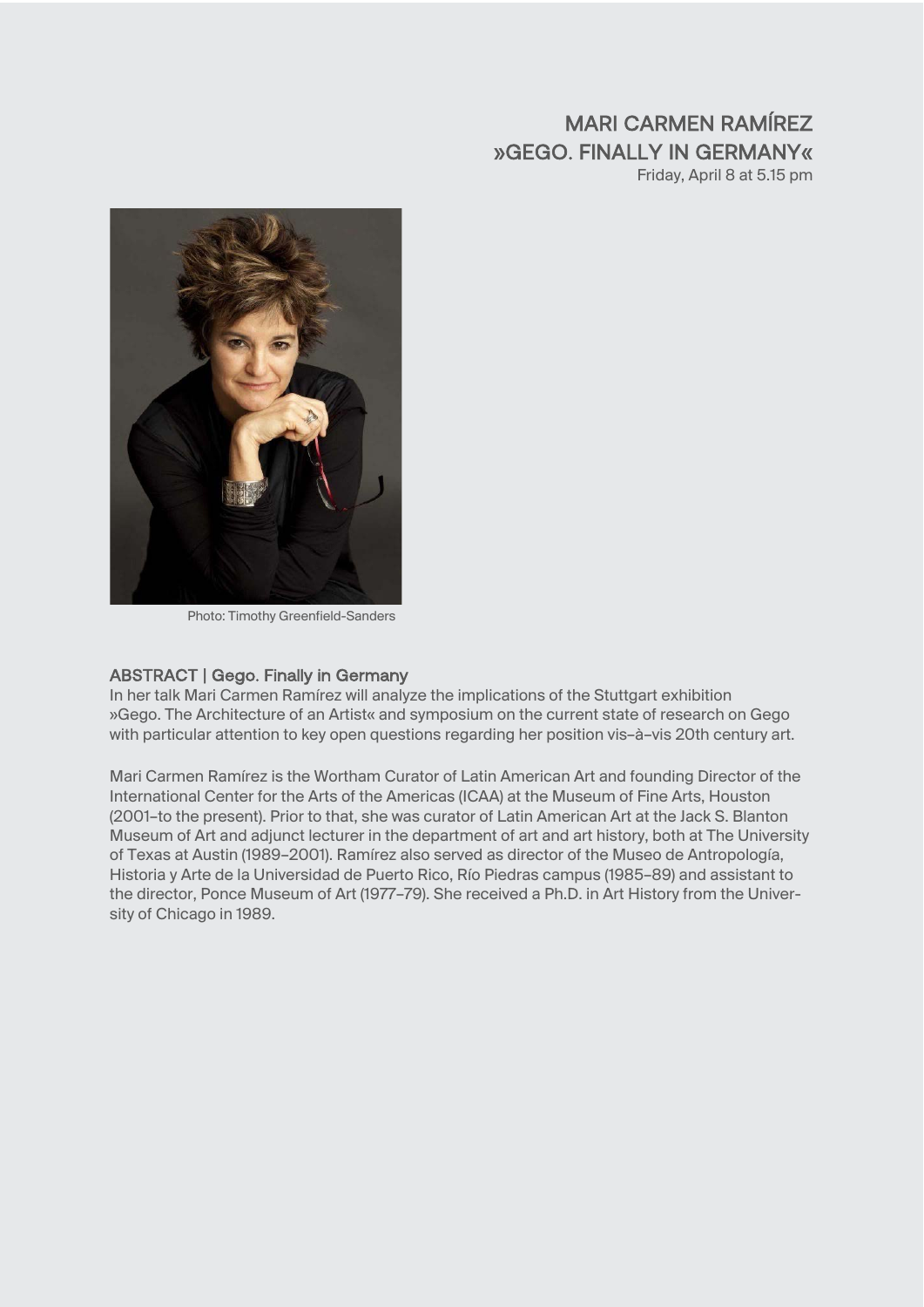# MARI CARMEN RAMÍREZ
# »GEGO. FINALLY IN GERMANY«

Friday, April 8 at 5.15 pm

Photo: Timothy Greenfield-Sanders

### ABSTRACT | Gego. Finally in Germany

In her talk Mari Carmen Ramírez will analyze the implications of the Stuttgart exhibition »Gego. The Architecture of an Artist« and symposium on the current state of research on Gego with particular attention to key open questions regarding her position vis-à-vis 20th century art.

Mari Carmen Ramírez is the Wortham Curator of Latin American Art and founding Director of the International Center for the Arts of the Americas (ICAA) at the Museum of Fine Arts, Houston (2001–to the present). Prior to that, she was curator of Latin American Art at the Jack S. Blanton Museum of Art and adjunct lecturer in the department of art and art history, both at The University of Texas at Austin (1989–2001). Ramírez also served as director of the Museo de Antropología, Historia y Arte de la Universidad de Puerto Rico, Río Piedras campus (1985–89) and assistant to the director, Ponce Museum of Art (1977–79). She received a Ph.D. in Art History from the University of Chicago in 1989.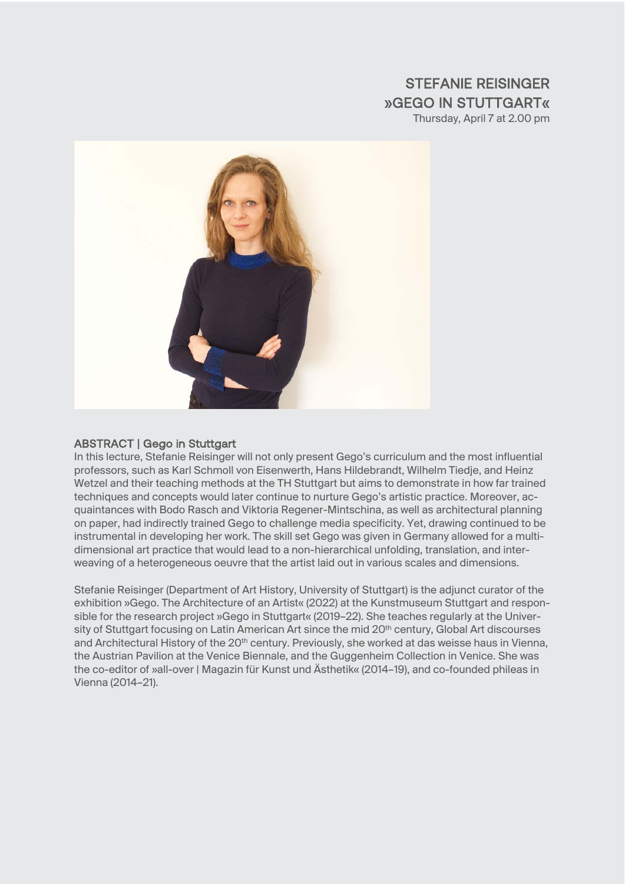## STEFANIE REISINGER
## »GEGO IN STUTTGART«

Thursday, April 7 at 2.00 pm

### ABSTRACT | Gego in Stuttgart

In this lecture, Stefanie Reisinger will not only present Gego's curriculum and the most influential professors, such as Karl Schmoll von Eisenwerth, Hans Hildebrandt, Wilhelm Tiedje, and Heinz Wetzel and their teaching methods at the TH Stuttgart but aims to demonstrate in how far trained techniques and concepts would later continue to nurture Gego's artistic practice. Moreover, acquaintances with Bodo Rasch and Viktoria Regener-Mintschina, as well as architectural planning on paper, had indirectly trained Gego to challenge media specificity. Yet, drawing continued to be instrumental in developing her work. The skill set Gego was given in Germany allowed for a multi-dimensional art practice that would lead to a non-hierarchical unfolding, translation, and interweaving of a heterogeneous oeuvre that the artist laid out in various scales and dimensions.

Stefanie Reisinger (Department of Art History, University of Stuttgart) is the adjunct curator of the exhibition »Gego. The Architecture of an Artist« (2022) at the Kunstmuseum Stuttgart and responsible for the research project »Gego in Stuttgart« (2019–22). She teaches regularly at the University of Stuttgart focusing on Latin American Art since the mid 20th century, Global Art discourses and Architectural History of the 20th century. Previously, she worked at das weisse haus in Vienna, the Austrian Pavilion at the Venice Biennale, and the Guggenheim Collection in Venice. She was the co-editor of »all-over | Magazin für Kunst und Ästhetik« (2014–19), and co-founded phileas in Vienna (2014–21).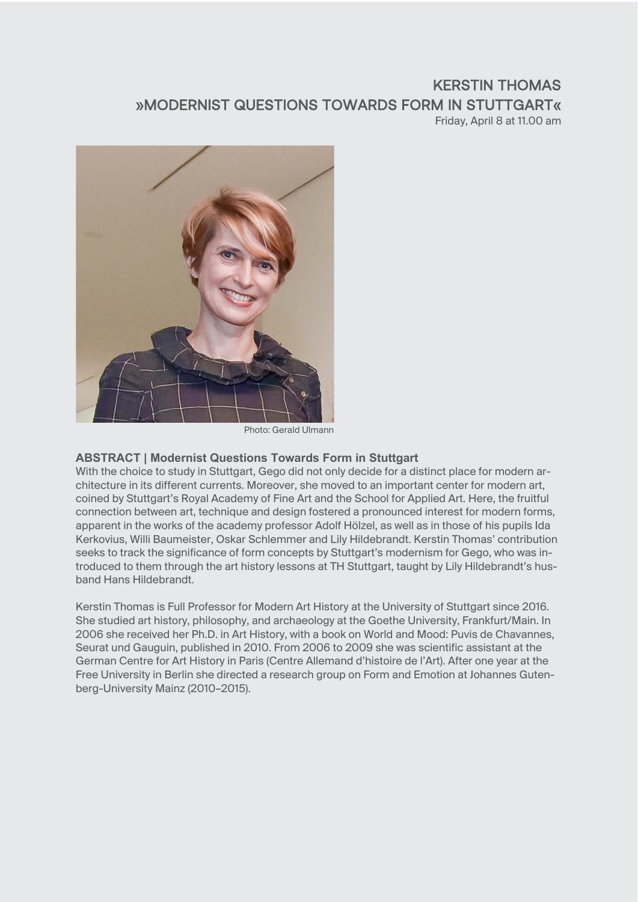# KERSTIN THOMAS
# »MODERNIST QUESTIONS TOWARDS FORM IN STUTTGART«

Friday, April 8 at 11.00 am

Photo: Gerald Ulmann

**ABSTRACT | Modernist Questions Towards Form in Stuttgart**

With the choice to study in Stuttgart, Gego did not only decide for a distinct place for modern architecture in its different currents. Moreover, she moved to an important center for modern art, coined by Stuttgart's Royal Academy of Fine Art and the School for Applied Art. Here, the fruitful connection between art, technique and design fostered a pronounced interest for modern forms, apparent in the works of the academy professor Adolf Hölzel, as well as in those of his pupils Ida Kerkovius, Willi Baumeister, Oskar Schlemmer and Lily Hildebrandt. Kerstin Thomas' contribution seeks to track the significance of form concepts by Stuttgart's modernism for Gego, who was introduced to them through the art history lessons at TH Stuttgart, taught by Lily Hildebrandt's husband Hans Hildebrandt.

Kerstin Thomas is Full Professor for Modern Art History at the University of Stuttgart since 2016. She studied art history, philosophy, and archaeology at the Goethe University, Frankfurt/Main. In 2006 she received her Ph.D. in Art History, with a book on World and Mood: Puvis de Chavannes, Seurat und Gauguin, published in 2010. From 2006 to 2009 she was scientific assistant at the German Centre for Art History in Paris (Centre Allemand d'histoire de l'Art). After one year at the Free University in Berlin she directed a research group on Form and Emotion at Johannes Gutenberg-University Mainz (2010–2015).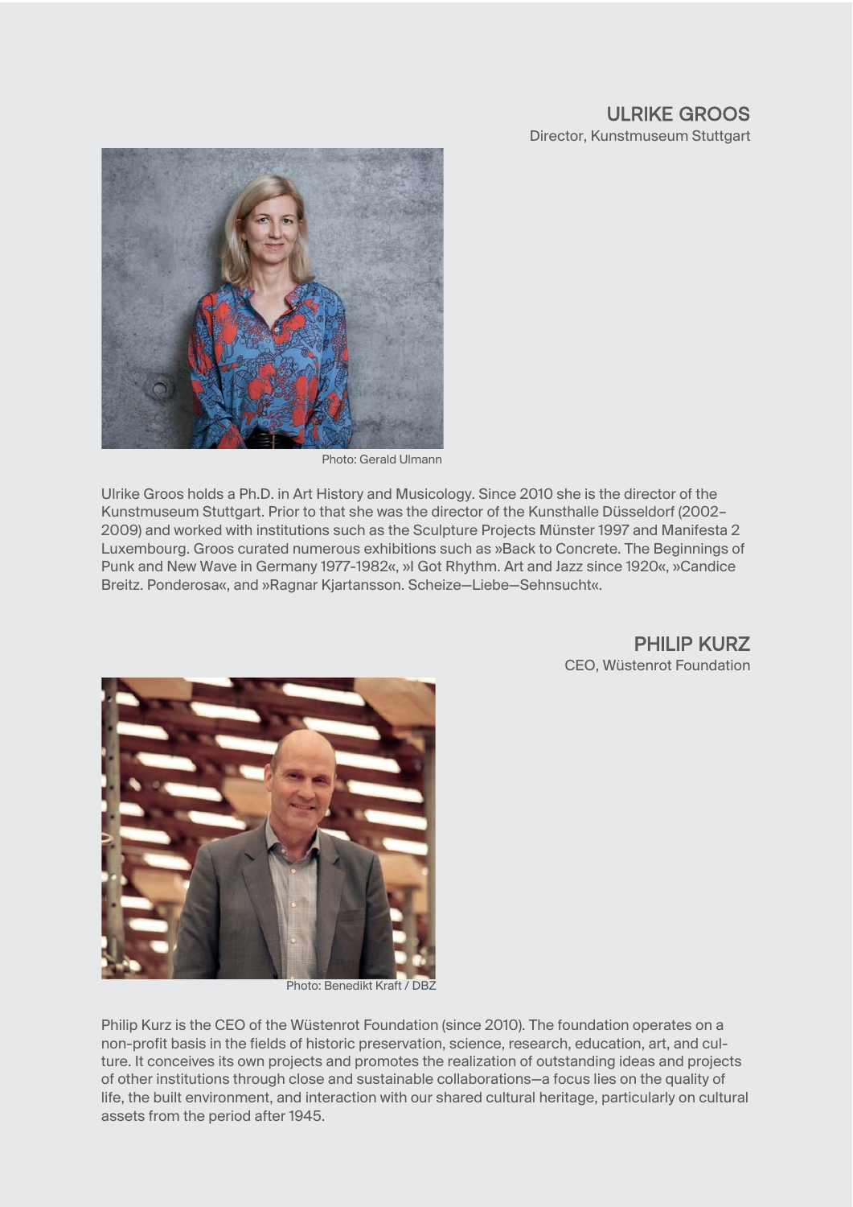## ULRIKE GROOS

Director, Kunstmuseum Stuttgart

Photo: Gerald Ulmann

Ulrike Groos holds a Ph.D. in Art History and Musicology. Since 2010 she is the director of the Kunstmuseum Stuttgart. Prior to that she was the director of the Kunsthalle Düsseldorf (2002–2009) and worked with institutions such as the Sculpture Projects Münster 1997 and Manifesta 2 Luxembourg. Groos curated numerous exhibitions such as »Back to Concrete. The Beginnings of Punk and New Wave in Germany 1977-1982«, »I Got Rhythm. Art and Jazz since 1920«, »Candice Breitz. Ponderosa«, and »Ragnar Kjartansson. Scheize—Liebe—Sehnsucht«.

## PHILIP KURZ

CEO, Wüstenrot Foundation

Photo: Benedikt Kraft / DBZ

Philip Kurz is the CEO of the Wüstenrot Foundation (since 2010). The foundation operates on a non-profit basis in the fields of historic preservation, science, research, education, art, and culture. It conceives its own projects and promotes the realization of outstanding ideas and projects of other institutions through close and sustainable collaborations—a focus lies on the quality of life, the built environment, and interaction with our shared cultural heritage, particularly on cultural assets from the period after 1945.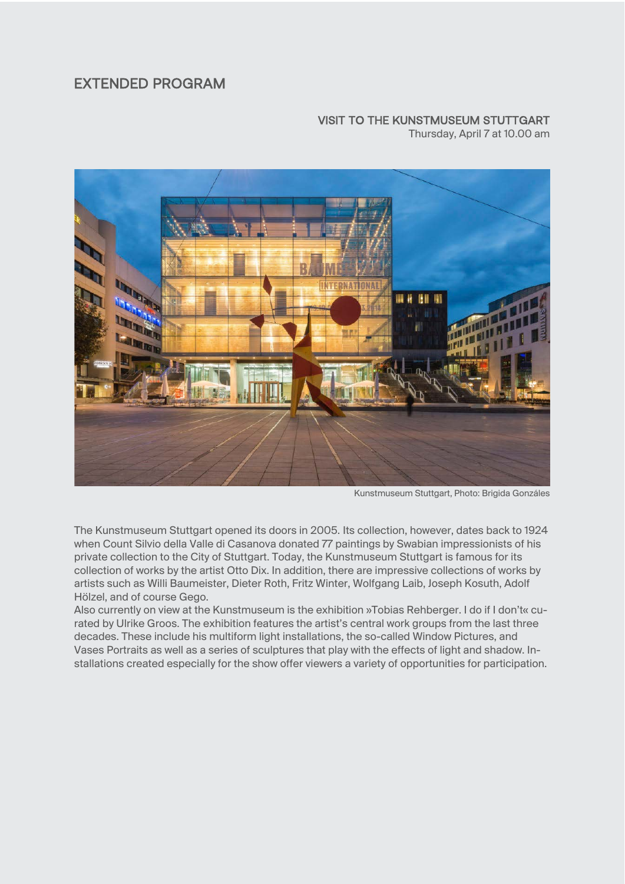# EXTENDED PROGRAM

## VISIT TO THE KUNSTMUSEUM STUTTGART

Thursday, April 7 at 10.00 am

Kunstmuseum Stuttgart, Photo: Brigida Gonzáles

The Kunstmuseum Stuttgart opened its doors in 2005. Its collection, however, dates back to 1924 when Count Silvio della Valle di Casanova donated 77 paintings by Swabian impressionists of his private collection to the City of Stuttgart. Today, the Kunstmuseum Stuttgart is famous for its collection of works by the artist Otto Dix. In addition, there are impressive collections of works by artists such as Willi Baumeister, Dieter Roth, Fritz Winter, Wolfgang Laib, Joseph Kosuth, Adolf Hölzel, and of course Gego.

Also currently on view at the Kunstmuseum is the exhibition »Tobias Rehberger. I do if I don't« curated by Ulrike Groos. The exhibition features the artist's central work groups from the last three decades. These include his multiform light installations, the so-called Window Pictures, and Vases Portraits as well as a series of sculptures that play with the effects of light and shadow. Installations created especially for the show offer viewers a variety of opportunities for participation.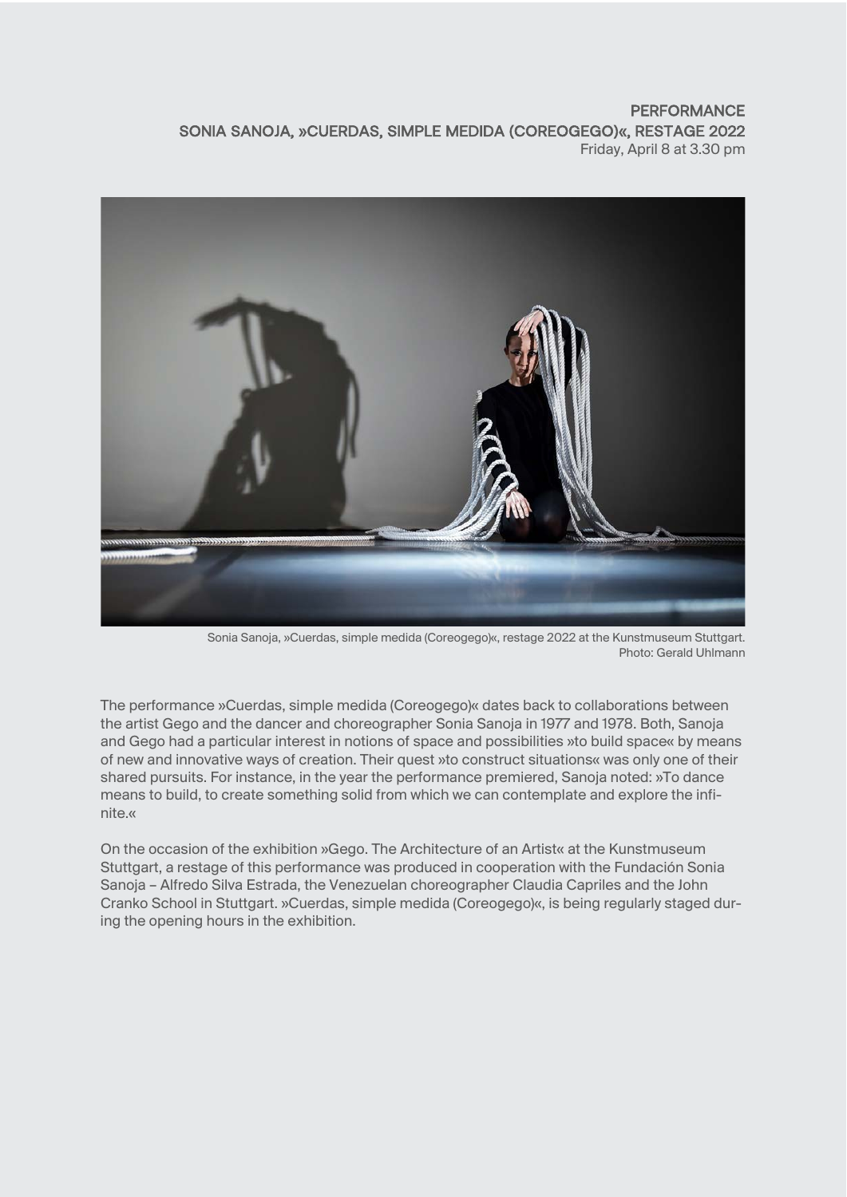## PERFORMANCE
## SONIA SANOJA, »CUERDAS, SIMPLE MEDIDA (COREOGEGO)«, RESTAGE 2022

Friday, April 8 at 3.30 pm

Sonia Sanoja, »Cuerdas, simple medida (Coreogego)«, restage 2022 at the Kunstmuseum Stuttgart. Photo: Gerald Uhlmann

The performance »Cuerdas, simple medida (Coreogego)« dates back to collaborations between the artist Gego and the dancer and choreographer Sonia Sanoja in 1977 and 1978. Both, Sanoja and Gego had a particular interest in notions of space and possibilities »to build space« by means of new and innovative ways of creation. Their quest »to construct situations« was only one of their shared pursuits. For instance, in the year the performance premiered, Sanoja noted: »To dance means to build, to create something solid from which we can contemplate and explore the infinite.«

On the occasion of the exhibition »Gego. The Architecture of an Artist« at the Kunstmuseum Stuttgart, a restage of this performance was produced in cooperation with the Fundación Sonia Sanoja – Alfredo Silva Estrada, the Venezuelan choreographer Claudia Capriles and the John Cranko School in Stuttgart. »Cuerdas, simple medida (Coreogego)«, is being regularly staged during the opening hours in the exhibition.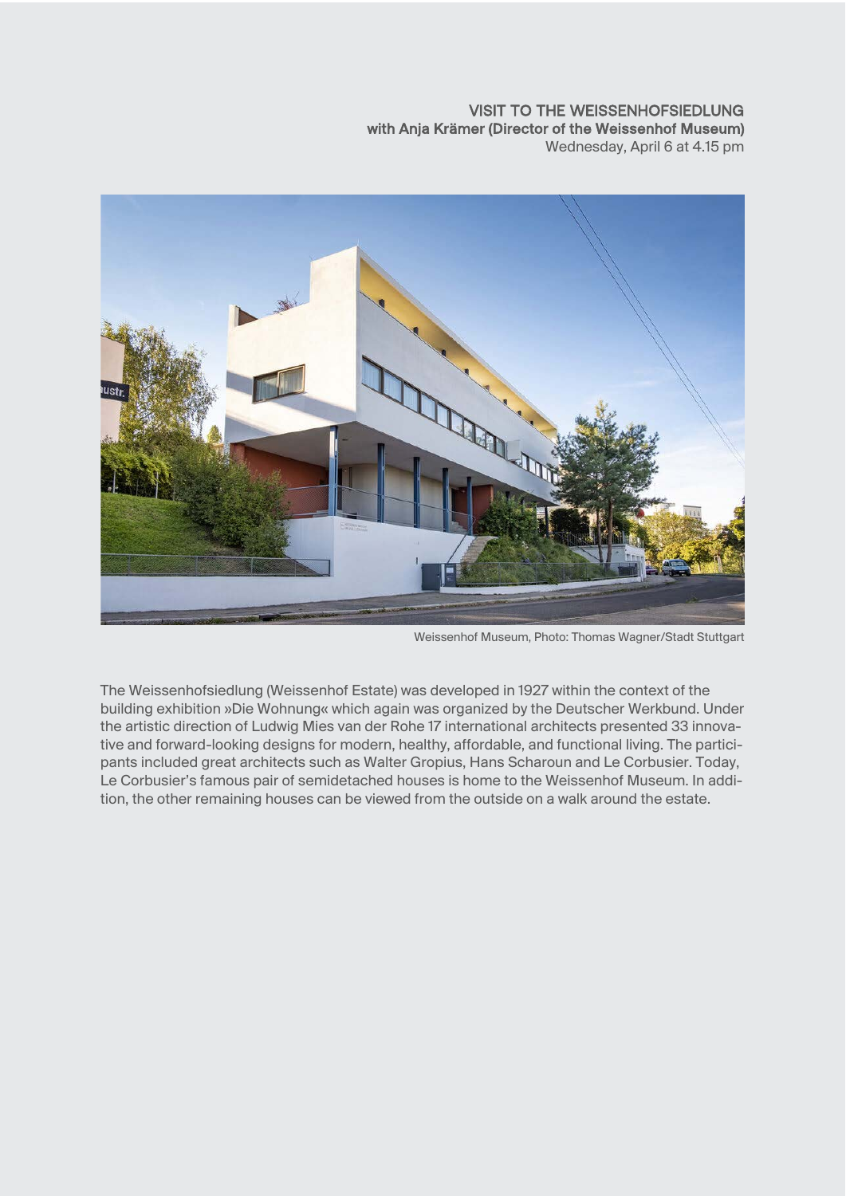**VISIT TO THE WEISSENHOFSIEDLUNG**
**with Anja Krämer (Director of the Weissenhof Museum)**
Wednesday, April 6 at 4.15 pm

Weissenhof Museum, Photo: Thomas Wagner/Stadt Stuttgart

The Weissenhofsiedlung (Weissenhof Estate) was developed in 1927 within the context of the building exhibition »Die Wohnung« which again was organized by the Deutscher Werkbund. Under the artistic direction of Ludwig Mies van der Rohe 17 international architects presented 33 innovative and forward-looking designs for modern, healthy, affordable, and functional living. The participants included great architects such as Walter Gropius, Hans Scharoun and Le Corbusier. Today, Le Corbusier's famous pair of semidetached houses is home to the Weissenhof Museum. In addition, the other remaining houses can be viewed from the outside on a walk around the estate.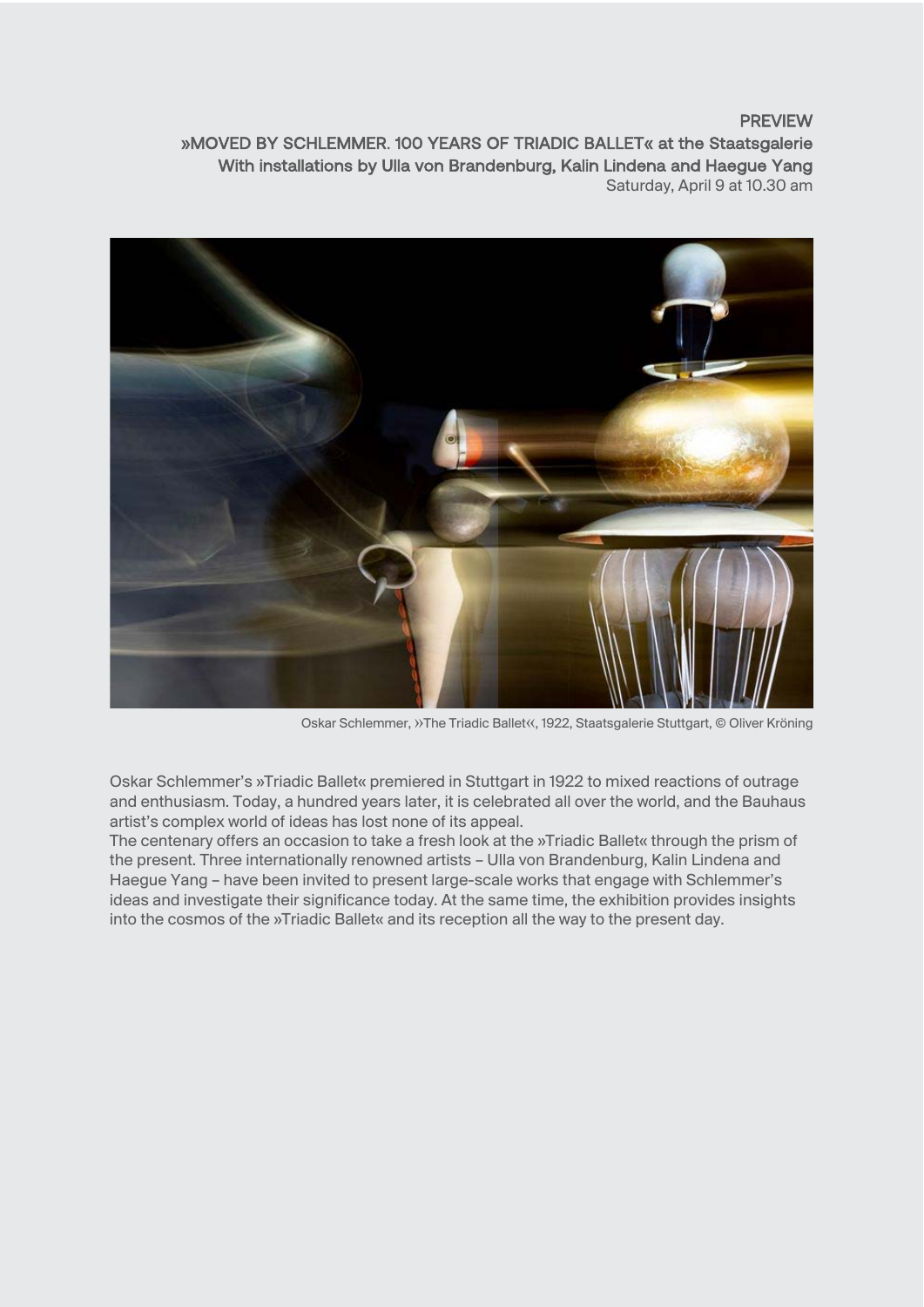**PREVIEW**
**»MOVED BY SCHLEMMER. 100 YEARS OF TRIADIC BALLET« at the Staatsgalerie**
**With installations by Ulla von Brandenburg, Kalin Lindena and Haegue Yang**
Saturday, April 9 at 10.30 am

Oskar Schlemmer, »The Triadic Ballet«, 1922, Staatsgalerie Stuttgart, © Oliver Kröning

Oskar Schlemmer's »Triadic Ballet« premiered in Stuttgart in 1922 to mixed reactions of outrage and enthusiasm. Today, a hundred years later, it is celebrated all over the world, and the Bauhaus artist's complex world of ideas has lost none of its appeal.
The centenary offers an occasion to take a fresh look at the »Triadic Ballet« through the prism of the present. Three internationally renowned artists – Ulla von Brandenburg, Kalin Lindena and Haegue Yang – have been invited to present large-scale works that engage with Schlemmer's ideas and investigate their significance today. At the same time, the exhibition provides insights into the cosmos of the »Triadic Ballet« and its reception all the way to the present day.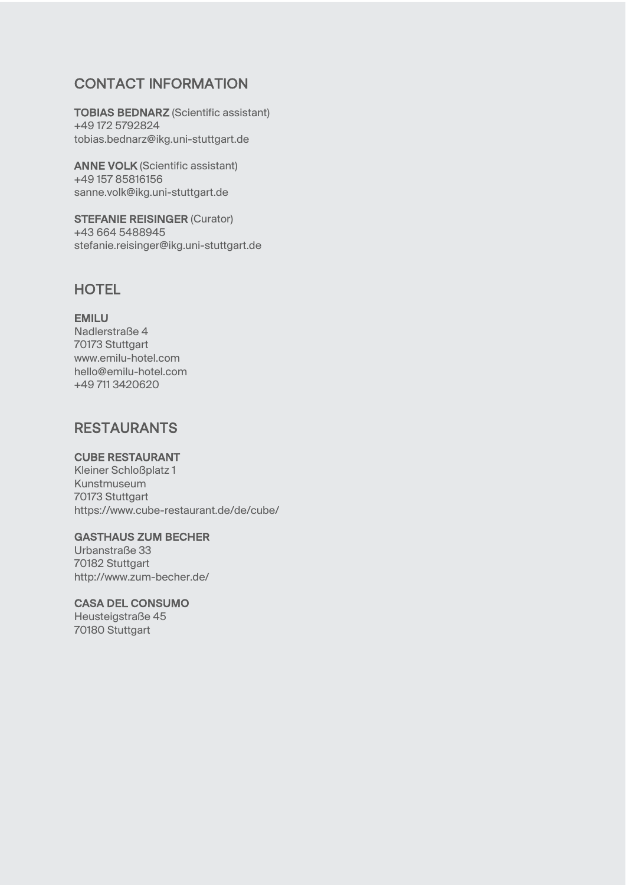## CONTACT INFORMATION

**TOBIAS BEDNARZ** (Scientific assistant)
+49 172 5792824
tobias.bednarz@ikg.uni-stuttgart.de

**ANNE VOLK** (Scientific assistant)
+49 157 85816156
sanne.volk@ikg.uni-stuttgart.de

**STEFANIE REISINGER** (Curator)
+43 664 5488945
stefanie.reisinger@ikg.uni-stuttgart.de

## HOTEL

**EMILU**
Nadlerstraße 4
70173 Stuttgart
www.emilu-hotel.com
hello@emilu-hotel.com
+49 711 3420620

## RESTAURANTS

**CUBE RESTAURANT**
Kleiner Schloßplatz 1
Kunstmuseum
70173 Stuttgart
https://www.cube-restaurant.de/de/cube/

**GASTHAUS ZUM BECHER**
Urbanstraße 33
70182 Stuttgart
http://www.zum-becher.de/

**CASA DEL CONSUMO**
Heusteigstraße 45
70180 Stuttgart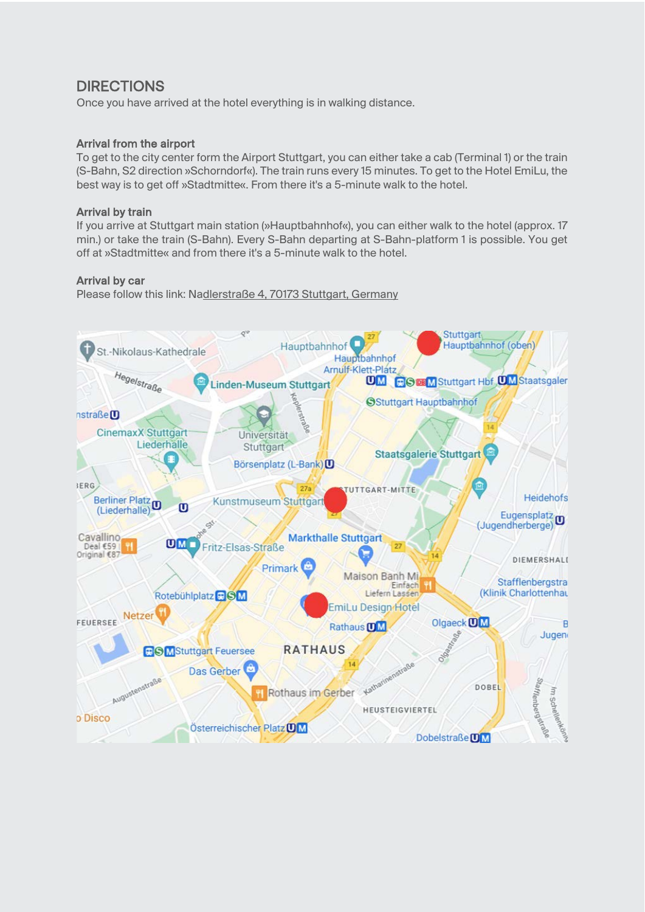## DIRECTIONS

Once you have arrived at the hotel everything is in walking distance.

### Arrival from the airport

To get to the city center form the Airport Stuttgart, you can either take a cab (Terminal 1) or the train (S-Bahn, S2 direction »Schorndorf«). The train runs every 15 minutes. To get to the Hotel EmiLu, the best way is to get off »Stadtmitte«. From there it's a 5-minute walk to the hotel.

### Arrival by train

If you arrive at Stuttgart main station (»Hauptbahnhof«), you can either walk to the hotel (approx. 17 min.) or take the train (S-Bahn). Every S-Bahn departing at S-Bahn-platform 1 is possible. You get off at »Stadtmitte« and from there it's a 5-minute walk to the hotel.

### Arrival by car

Please follow this link: Nadlerstraße 4, 70173 Stuttgart, Germany